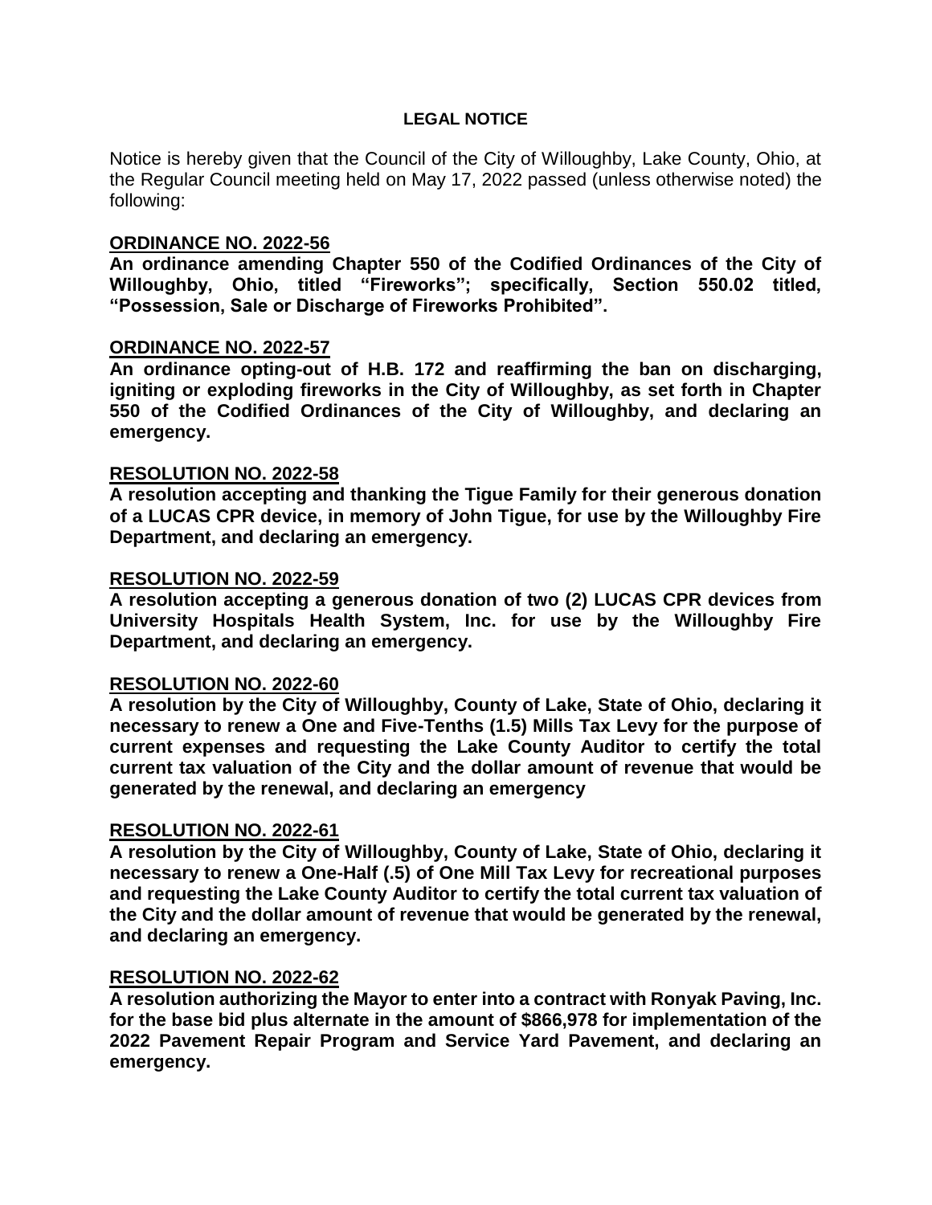# LEGAL NOTICE

Notice is hereby given that the Council of the City of Willoughby, Lake County, Ohio, at the Regular Council meeting held on May 17, 2022 passed (unless otherwise noted) the following:

**ORDINANCE NO. 2022-56**

**An ordinance amending Chapter 550 of the Codified Ordinances of the City of Willoughby, Ohio, titled "Fireworks"; specifically, Section 550.02 titled, "Possession, Sale or Discharge of Fireworks Prohibited".**

**ORDINANCE NO. 2022-57**

**An ordinance opting-out of H.B. 172 and reaffirming the ban on discharging, igniting or exploding fireworks in the City of Willoughby, as set forth in Chapter 550 of the Codified Ordinances of the City of Willoughby, and declaring an emergency.**

**RESOLUTION NO. 2022-58**

**A resolution accepting and thanking the Tigue Family for their generous donation of a LUCAS CPR device, in memory of John Tigue, for use by the Willoughby Fire Department, and declaring an emergency.**

**RESOLUTION NO. 2022-59**

**A resolution accepting a generous donation of two (2) LUCAS CPR devices from University Hospitals Health System, Inc. for use by the Willoughby Fire Department, and declaring an emergency.**

**RESOLUTION NO. 2022-60**

**A resolution by the City of Willoughby, County of Lake, State of Ohio, declaring it necessary to renew a One and Five-Tenths (1.5) Mills Tax Levy for the purpose of current expenses and requesting the Lake County Auditor to certify the total current tax valuation of the City and the dollar amount of revenue that would be generated by the renewal, and declaring an emergency**

**RESOLUTION NO. 2022-61**

**A resolution by the City of Willoughby, County of Lake, State of Ohio, declaring it necessary to renew a One-Half (.5) of One Mill Tax Levy for recreational purposes and requesting the Lake County Auditor to certify the total current tax valuation of the City and the dollar amount of revenue that would be generated by the renewal, and declaring an emergency.**

**RESOLUTION NO. 2022-62**

**A resolution authorizing the Mayor to enter into a contract with Ronyak Paving, Inc. for the base bid plus alternate in the amount of $866,978 for implementation of the 2022 Pavement Repair Program and Service Yard Pavement, and declaring an emergency.**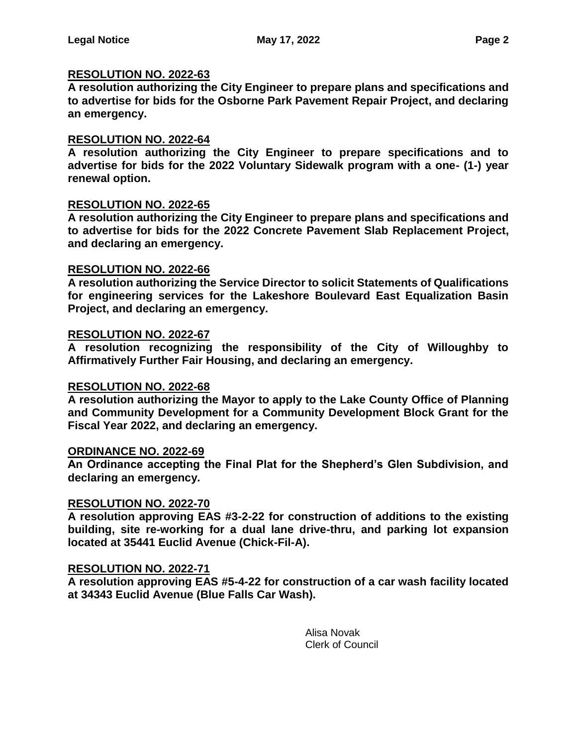**RESOLUTION NO. 2022-63**

**A resolution authorizing the City Engineer to prepare plans and specifications and to advertise for bids for the Osborne Park Pavement Repair Project, and declaring an emergency.**

**RESOLUTION NO. 2022-64**

**A resolution authorizing the City Engineer to prepare specifications and to advertise for bids for the 2022 Voluntary Sidewalk program with a one- (1-) year renewal option.**

**RESOLUTION NO. 2022-65**

**A resolution authorizing the City Engineer to prepare plans and specifications and to advertise for bids for the 2022 Concrete Pavement Slab Replacement Project, and declaring an emergency.**

**RESOLUTION NO. 2022-66**

**A resolution authorizing the Service Director to solicit Statements of Qualifications for engineering services for the Lakeshore Boulevard East Equalization Basin Project, and declaring an emergency.**

**RESOLUTION NO. 2022-67**

**A resolution recognizing the responsibility of the City of Willoughby to Affirmatively Further Fair Housing, and declaring an emergency.**

**RESOLUTION NO. 2022-68**

**A resolution authorizing the Mayor to apply to the Lake County Office of Planning and Community Development for a Community Development Block Grant for the Fiscal Year 2022, and declaring an emergency.**

**ORDINANCE NO. 2022-69**

**An Ordinance accepting the Final Plat for the Shepherd's Glen Subdivision, and declaring an emergency.**

**RESOLUTION NO. 2022-70**

**A resolution approving EAS #3-2-22 for construction of additions to the existing building, site re-working for a dual lane drive-thru, and parking lot expansion located at 35441 Euclid Avenue (Chick-Fil-A).**

**RESOLUTION NO. 2022-71**

**A resolution approving EAS #5-4-22 for construction of a car wash facility located at 34343 Euclid Avenue (Blue Falls Car Wash).**

Alisa Novak
Clerk of Council